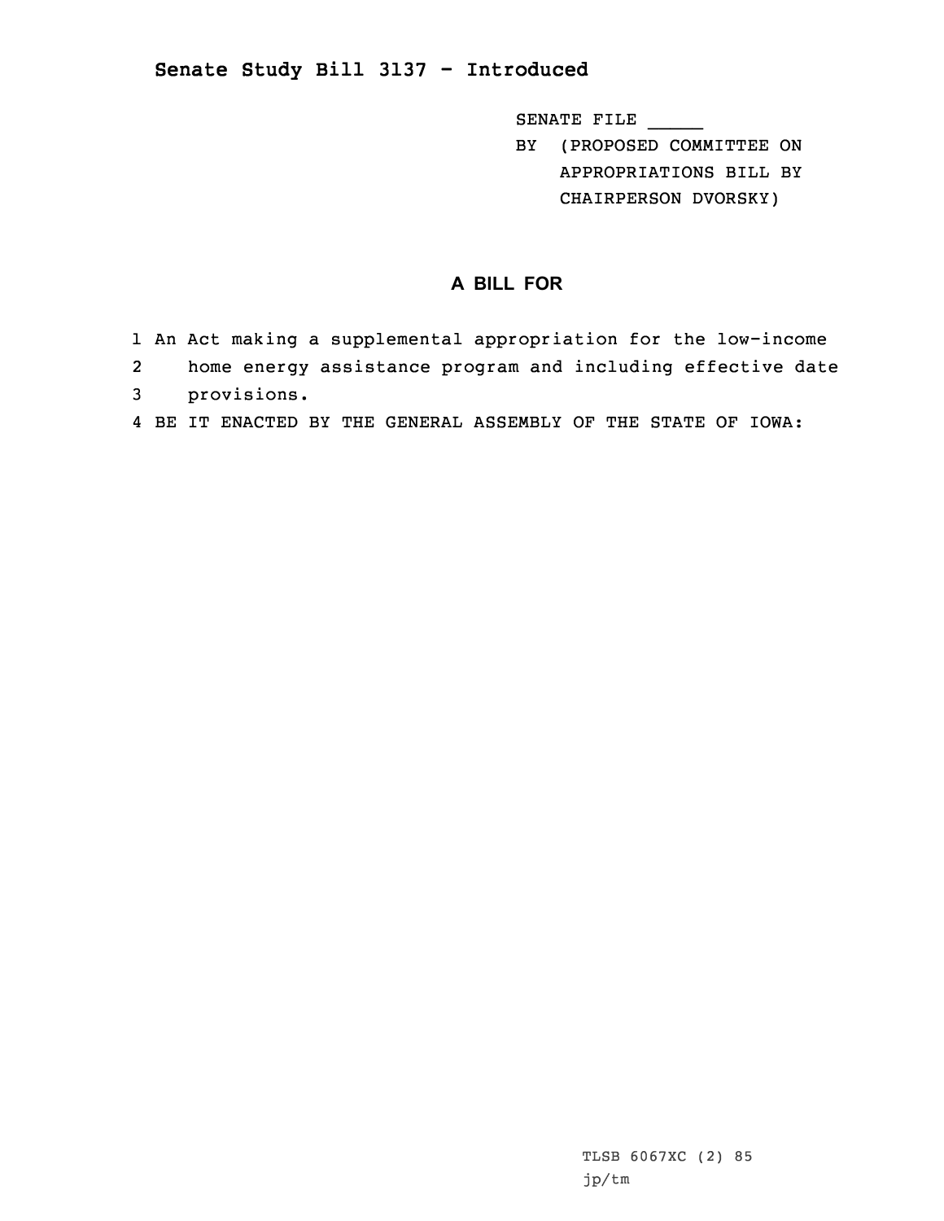# Senate Study Bill 3137 - Introduced

SENATE FILE _____

BY (PROPOSED COMMITTEE ON APPROPRIATIONS BILL BY CHAIRPERSON DVORSKY)

## A BILL FOR

1 An Act making a supplemental appropriation for the low-income
2 home energy assistance program and including effective date
3 provisions.
4 BE IT ENACTED BY THE GENERAL ASSEMBLY OF THE STATE OF IOWA:

TLSB 6067XC (2) 85

jp/tm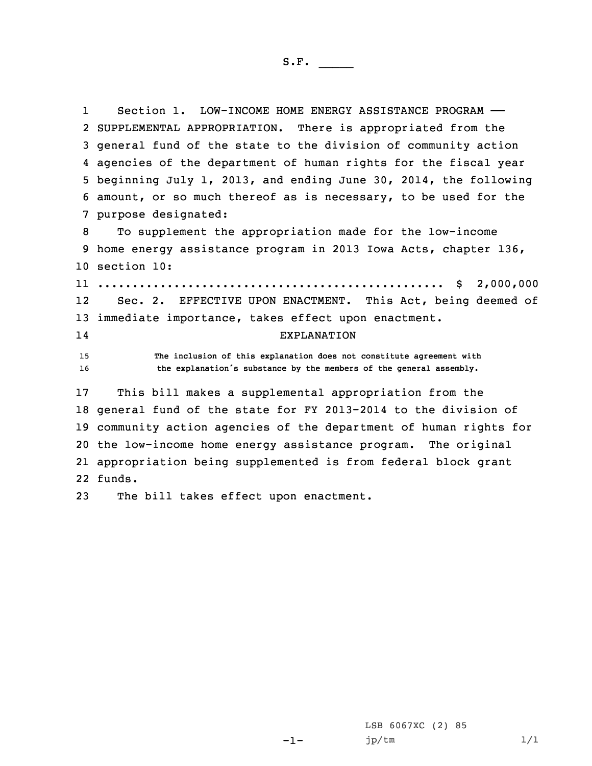S.F. _____

Section 1. LOW-INCOME HOME ENERGY ASSISTANCE PROGRAM — SUPPLEMENTAL APPROPRIATION. There is appropriated from the general fund of the state to the division of community action agencies of the department of human rights for the fiscal year beginning July 1, 2013, and ending June 30, 2014, the following amount, or so much thereof as is necessary, to be used for the purpose designated:

To supplement the appropriation made for the low-income home energy assistance program in 2013 Iowa Acts, chapter 136, section 10:

.................................................. $ 2,000,000

Sec. 2. EFFECTIVE UPON ENACTMENT. This Act, being deemed of immediate importance, takes effect upon enactment.

EXPLANATION

The inclusion of this explanation does not constitute agreement with the explanation's substance by the members of the general assembly.

This bill makes a supplemental appropriation from the general fund of the state for FY 2013-2014 to the division of community action agencies of the department of human rights for the low-income home energy assistance program. The original appropriation being supplemented is from federal block grant funds.

The bill takes effect upon enactment.

LSB 6067XC (2) 85
jp/tm